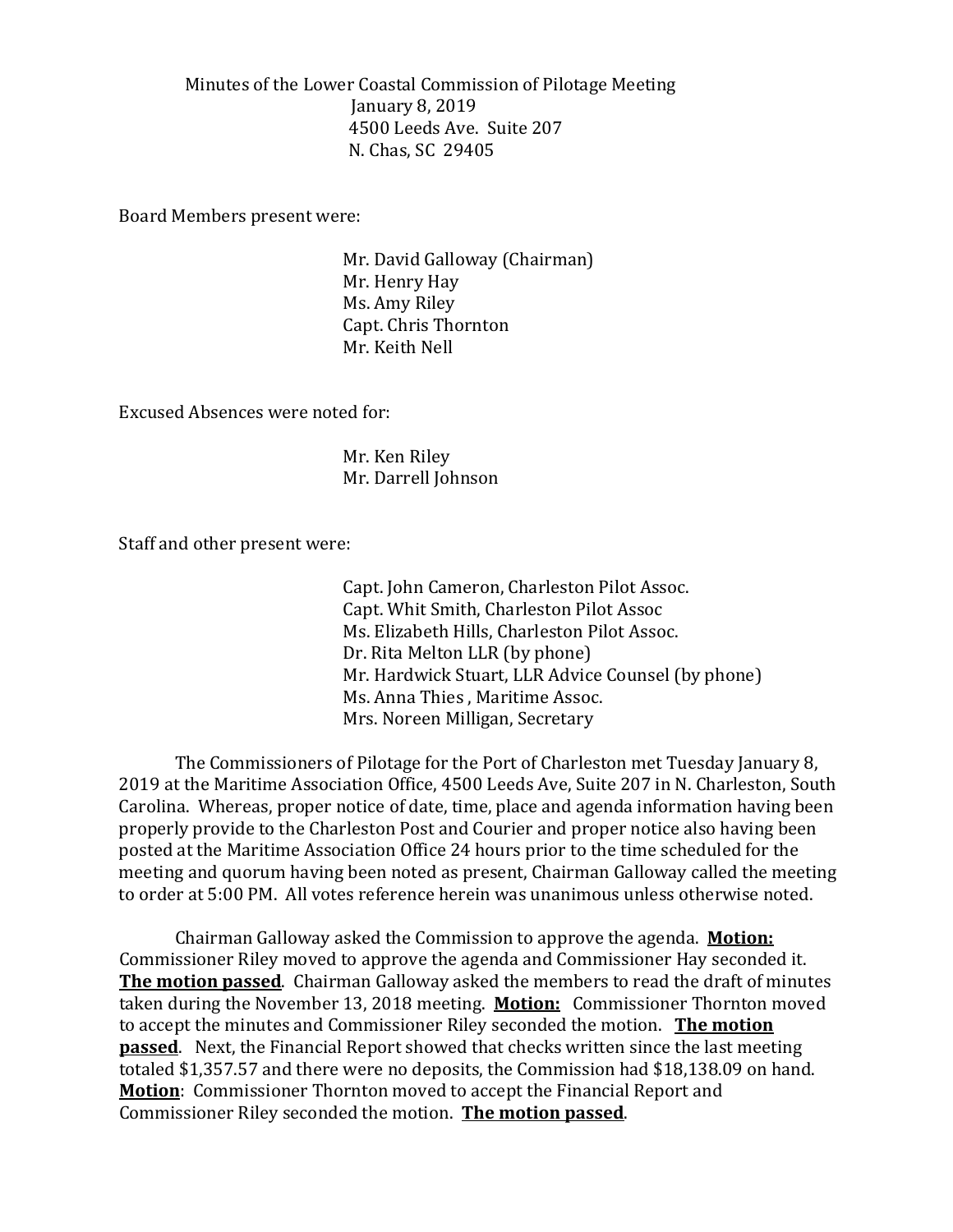Minutes of the Lower Coastal Commission of Pilotage Meeting
January 8, 2019
4500 Leeds Ave. Suite 207
N. Chas, SC 29405

Board Members present were:

Mr. David Galloway (Chairman)
Mr. Henry Hay
Ms. Amy Riley
Capt. Chris Thornton
Mr. Keith Nell

Excused Absences were noted for:

Mr. Ken Riley
Mr. Darrell Johnson

Staff and other present were:

Capt. John Cameron, Charleston Pilot Assoc.
Capt. Whit Smith, Charleston Pilot Assoc
Ms. Elizabeth Hills, Charleston Pilot Assoc.
Dr. Rita Melton LLR (by phone)
Mr. Hardwick Stuart, LLR Advice Counsel (by phone)
Ms. Anna Thies , Maritime Assoc.
Mrs. Noreen Milligan, Secretary

The Commissioners of Pilotage for the Port of Charleston met Tuesday January 8, 2019 at the Maritime Association Office, 4500 Leeds Ave, Suite 207 in N. Charleston, South Carolina. Whereas, proper notice of date, time, place and agenda information having been properly provide to the Charleston Post and Courier and proper notice also having been posted at the Maritime Association Office 24 hours prior to the time scheduled for the meeting and quorum having been noted as present, Chairman Galloway called the meeting to order at 5:00 PM. All votes reference herein was unanimous unless otherwise noted.

Chairman Galloway asked the Commission to approve the agenda. **Motion:** Commissioner Riley moved to approve the agenda and Commissioner Hay seconded it. **The motion passed**. Chairman Galloway asked the members to read the draft of minutes taken during the November 13, 2018 meeting. **Motion:** Commissioner Thornton moved to accept the minutes and Commissioner Riley seconded the motion. **The motion passed**. Next, the Financial Report showed that checks written since the last meeting totaled $1,357.57 and there were no deposits, the Commission had $18,138.09 on hand. **Motion**: Commissioner Thornton moved to accept the Financial Report and Commissioner Riley seconded the motion. **The motion passed**.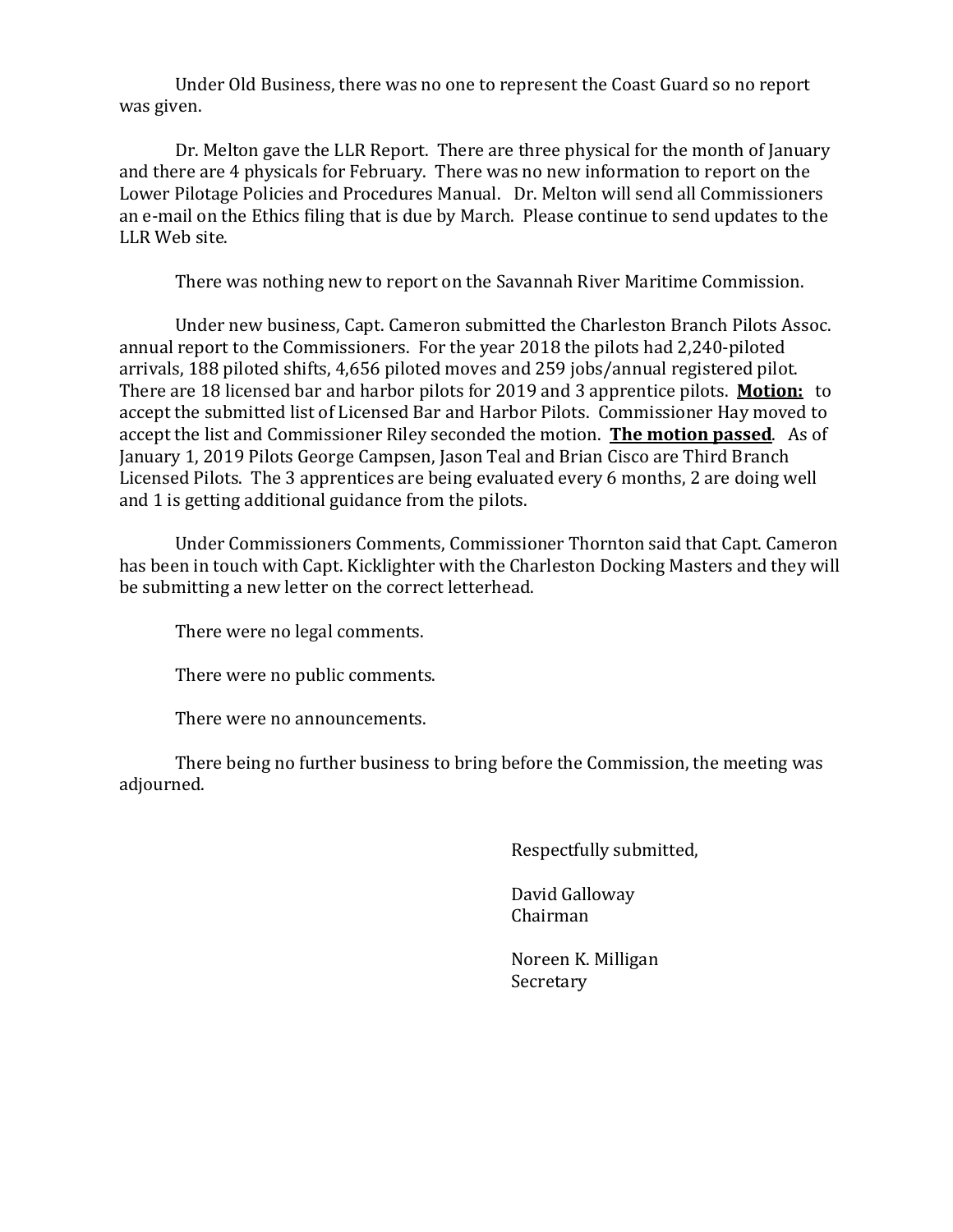Under Old Business, there was no one to represent the Coast Guard so no report was given.

Dr. Melton gave the LLR Report. There are three physical for the month of January and there are 4 physicals for February. There was no new information to report on the Lower Pilotage Policies and Procedures Manual. Dr. Melton will send all Commissioners an e-mail on the Ethics filing that is due by March. Please continue to send updates to the LLR Web site.

There was nothing new to report on the Savannah River Maritime Commission.

Under new business, Capt. Cameron submitted the Charleston Branch Pilots Assoc. annual report to the Commissioners. For the year 2018 the pilots had 2,240-piloted arrivals, 188 piloted shifts, 4,656 piloted moves and 259 jobs/annual registered pilot. There are 18 licensed bar and harbor pilots for 2019 and 3 apprentice pilots. **<u>Motion:</u>** to accept the submitted list of Licensed Bar and Harbor Pilots. Commissioner Hay moved to accept the list and Commissioner Riley seconded the motion. **<u>The motion passed</u>**. As of January 1, 2019 Pilots George Campsen, Jason Teal and Brian Cisco are Third Branch Licensed Pilots. The 3 apprentices are being evaluated every 6 months, 2 are doing well and 1 is getting additional guidance from the pilots.

Under Commissioners Comments, Commissioner Thornton said that Capt. Cameron has been in touch with Capt. Kicklighter with the Charleston Docking Masters and they will be submitting a new letter on the correct letterhead.

There were no legal comments.

There were no public comments.

There were no announcements.

There being no further business to bring before the Commission, the meeting was adjourned.

Respectfully submitted,

David Galloway
Chairman

Noreen K. Milligan
Secretary